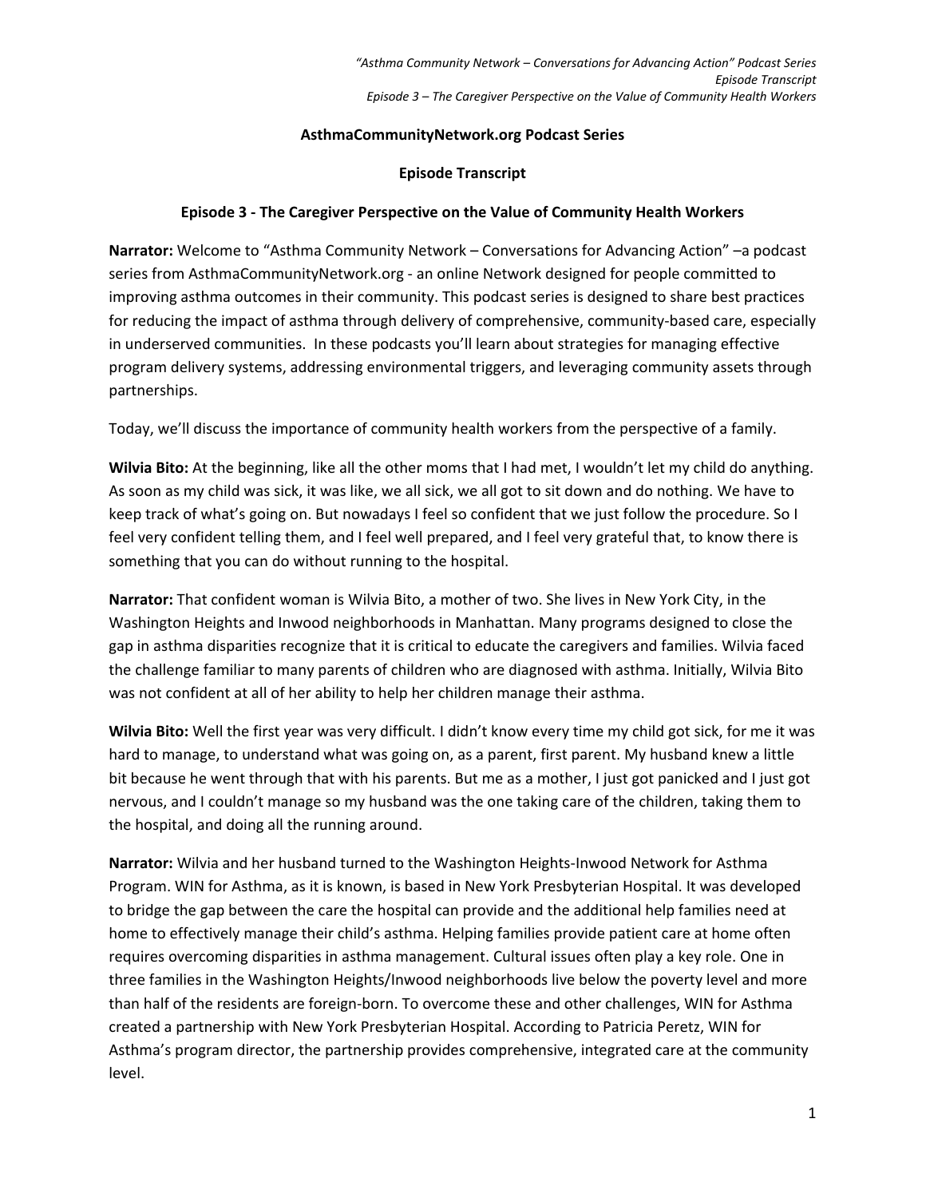**AsthmaCommunityNetwork.org Podcast Series**

**Episode Transcript**

**Episode 3 - The Caregiver Perspective on the Value of Community Health Workers**

**Narrator:** Welcome to "Asthma Community Network – Conversations for Advancing Action" –a podcast series from AsthmaCommunityNetwork.org - an online Network designed for people committed to improving asthma outcomes in their community. This podcast series is designed to share best practices for reducing the impact of asthma through delivery of comprehensive, community-based care, especially in underserved communities. In these podcasts you'll learn about strategies for managing effective program delivery systems, addressing environmental triggers, and leveraging community assets through partnerships.

Today, we'll discuss the importance of community health workers from the perspective of a family.

**Wilvia Bito:** At the beginning, like all the other moms that I had met, I wouldn't let my child do anything. As soon as my child was sick, it was like, we all sick, we all got to sit down and do nothing. We have to keep track of what's going on. But nowadays I feel so confident that we just follow the procedure. So I feel very confident telling them, and I feel well prepared, and I feel very grateful that, to know there is something that you can do without running to the hospital.

**Narrator:** That confident woman is Wilvia Bito, a mother of two. She lives in New York City, in the Washington Heights and Inwood neighborhoods in Manhattan. Many programs designed to close the gap in asthma disparities recognize that it is critical to educate the caregivers and families. Wilvia faced the challenge familiar to many parents of children who are diagnosed with asthma. Initially, Wilvia Bito was not confident at all of her ability to help her children manage their asthma.

**Wilvia Bito:** Well the first year was very difficult. I didn't know every time my child got sick, for me it was hard to manage, to understand what was going on, as a parent, first parent. My husband knew a little bit because he went through that with his parents. But me as a mother, I just got panicked and I just got nervous, and I couldn't manage so my husband was the one taking care of the children, taking them to the hospital, and doing all the running around.

**Narrator:** Wilvia and her husband turned to the Washington Heights-Inwood Network for Asthma Program. WIN for Asthma, as it is known, is based in New York Presbyterian Hospital. It was developed to bridge the gap between the care the hospital can provide and the additional help families need at home to effectively manage their child's asthma. Helping families provide patient care at home often requires overcoming disparities in asthma management. Cultural issues often play a key role. One in three families in the Washington Heights/Inwood neighborhoods live below the poverty level and more than half of the residents are foreign-born. To overcome these and other challenges, WIN for Asthma created a partnership with New York Presbyterian Hospital. According to Patricia Peretz, WIN for Asthma's program director, the partnership provides comprehensive, integrated care at the community level.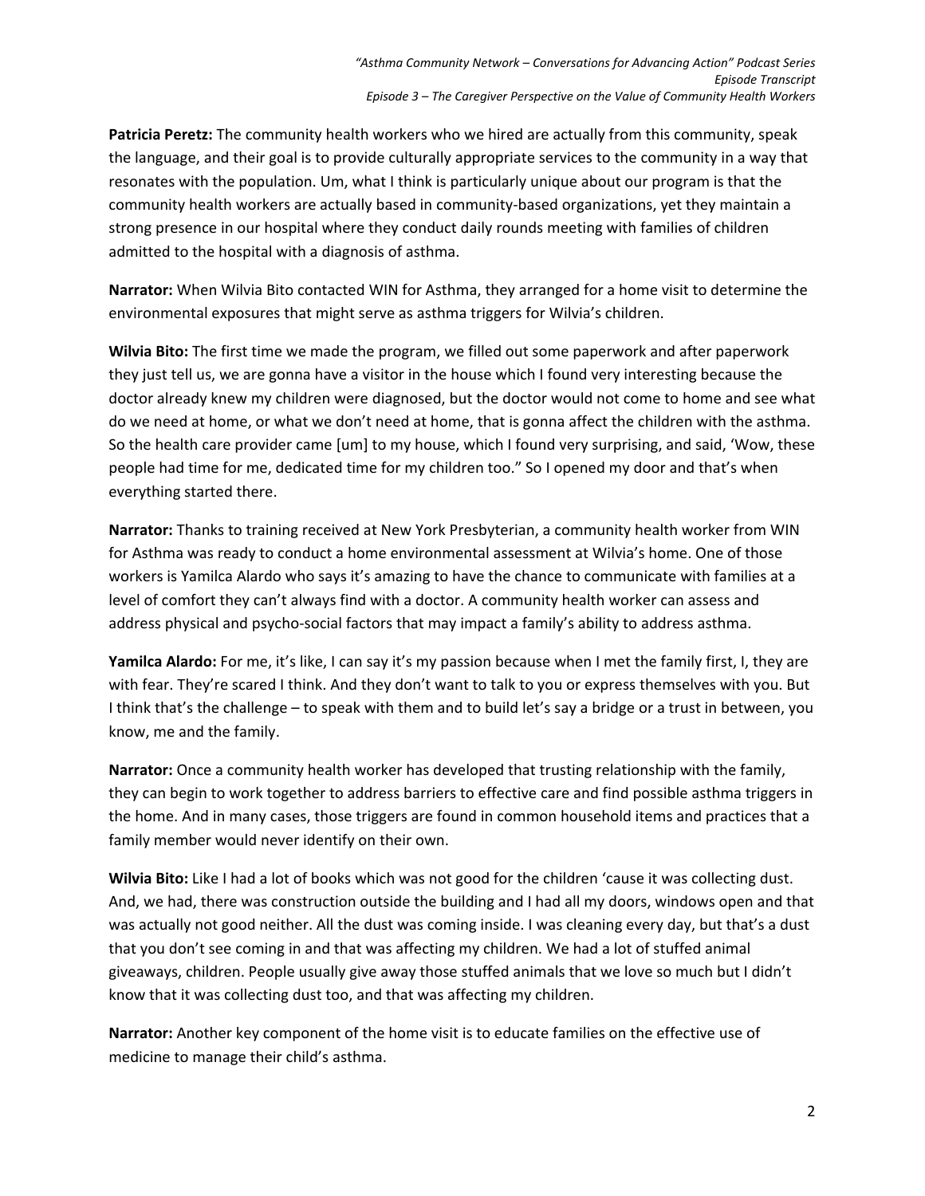**Patricia Peretz:** The community health workers who we hired are actually from this community, speak the language, and their goal is to provide culturally appropriate services to the community in a way that resonates with the population. Um, what I think is particularly unique about our program is that the community health workers are actually based in community-based organizations, yet they maintain a strong presence in our hospital where they conduct daily rounds meeting with families of children admitted to the hospital with a diagnosis of asthma.

**Narrator:** When Wilvia Bito contacted WIN for Asthma, they arranged for a home visit to determine the environmental exposures that might serve as asthma triggers for Wilvia's children.

**Wilvia Bito:** The first time we made the program, we filled out some paperwork and after paperwork they just tell us, we are gonna have a visitor in the house which I found very interesting because the doctor already knew my children were diagnosed, but the doctor would not come to home and see what do we need at home, or what we don't need at home, that is gonna affect the children with the asthma. So the health care provider came [um] to my house, which I found very surprising, and said, 'Wow, these people had time for me, dedicated time for my children too." So I opened my door and that's when everything started there.

**Narrator:** Thanks to training received at New York Presbyterian, a community health worker from WIN for Asthma was ready to conduct a home environmental assessment at Wilvia's home. One of those workers is Yamilca Alardo who says it's amazing to have the chance to communicate with families at a level of comfort they can't always find with a doctor. A community health worker can assess and address physical and psycho-social factors that may impact a family's ability to address asthma.

**Yamilca Alardo:** For me, it's like, I can say it's my passion because when I met the family first, I, they are with fear. They're scared I think. And they don't want to talk to you or express themselves with you. But I think that's the challenge – to speak with them and to build let's say a bridge or a trust in between, you know, me and the family.

**Narrator:** Once a community health worker has developed that trusting relationship with the family, they can begin to work together to address barriers to effective care and find possible asthma triggers in the home. And in many cases, those triggers are found in common household items and practices that a family member would never identify on their own.

**Wilvia Bito:** Like I had a lot of books which was not good for the children 'cause it was collecting dust. And, we had, there was construction outside the building and I had all my doors, windows open and that was actually not good neither. All the dust was coming inside. I was cleaning every day, but that's a dust that you don't see coming in and that was affecting my children. We had a lot of stuffed animal giveaways, children. People usually give away those stuffed animals that we love so much but I didn't know that it was collecting dust too, and that was affecting my children.

**Narrator:** Another key component of the home visit is to educate families on the effective use of medicine to manage their child's asthma.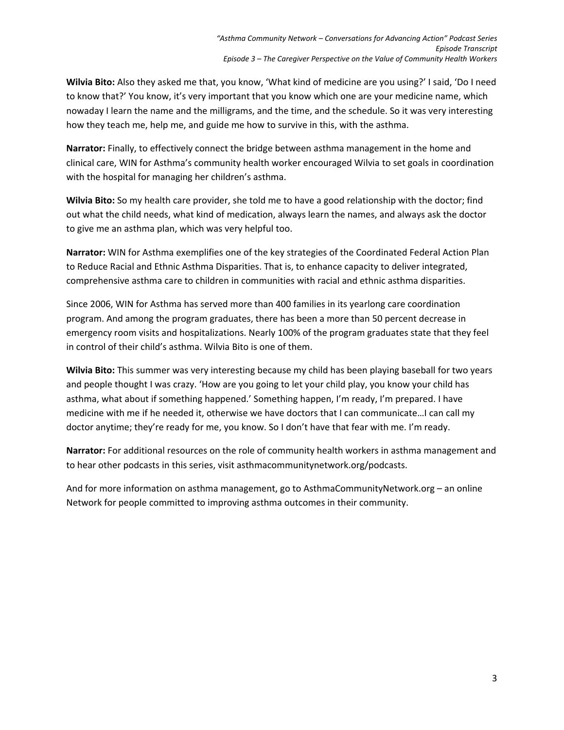**Wilvia Bito:** Also they asked me that, you know, 'What kind of medicine are you using?' I said, 'Do I need to know that?' You know, it's very important that you know which one are your medicine name, which nowaday I learn the name and the milligrams, and the time, and the schedule. So it was very interesting how they teach me, help me, and guide me how to survive in this, with the asthma.

**Narrator:** Finally, to effectively connect the bridge between asthma management in the home and clinical care, WIN for Asthma's community health worker encouraged Wilvia to set goals in coordination with the hospital for managing her children's asthma.

**Wilvia Bito:** So my health care provider, she told me to have a good relationship with the doctor; find out what the child needs, what kind of medication, always learn the names, and always ask the doctor to give me an asthma plan, which was very helpful too.

**Narrator:** WIN for Asthma exemplifies one of the key strategies of the Coordinated Federal Action Plan to Reduce Racial and Ethnic Asthma Disparities. That is, to enhance capacity to deliver integrated, comprehensive asthma care to children in communities with racial and ethnic asthma disparities.

Since 2006, WIN for Asthma has served more than 400 families in its yearlong care coordination program. And among the program graduates, there has been a more than 50 percent decrease in emergency room visits and hospitalizations. Nearly 100% of the program graduates state that they feel in control of their child's asthma. Wilvia Bito is one of them.

**Wilvia Bito:** This summer was very interesting because my child has been playing baseball for two years and people thought I was crazy. 'How are you going to let your child play, you know your child has asthma, what about if something happened.' Something happen, I'm ready, I'm prepared. I have medicine with me if he needed it, otherwise we have doctors that I can communicate…I can call my doctor anytime; they're ready for me, you know. So I don't have that fear with me. I'm ready.

**Narrator:** For additional resources on the role of community health workers in asthma management and to hear other podcasts in this series, visit asthmacommunitynetwork.org/podcasts.

And for more information on asthma management, go to AsthmaCommunityNetwork.org – an online Network for people committed to improving asthma outcomes in their community.